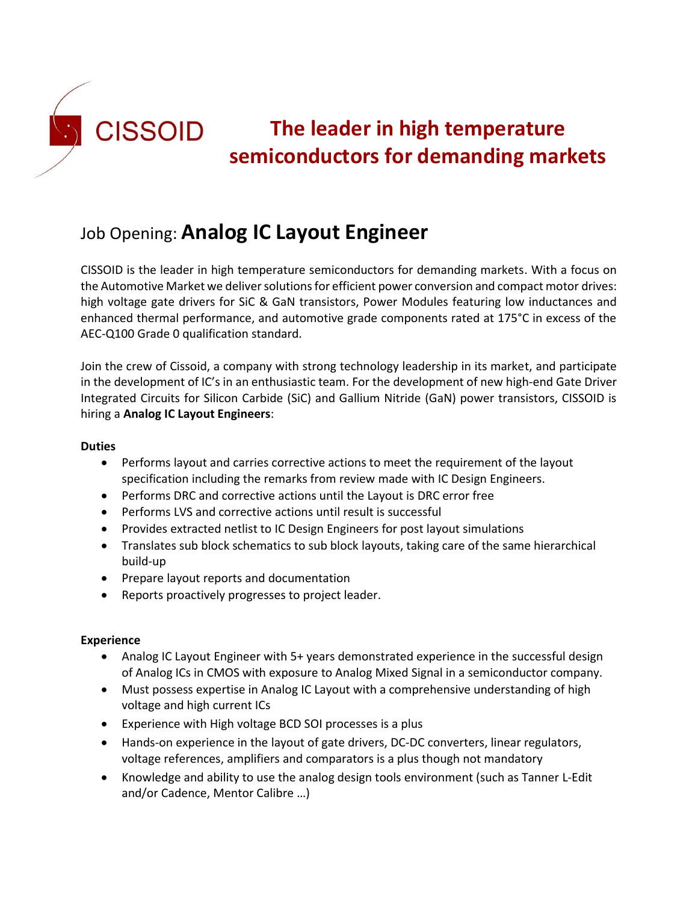CISSOID

**The leader in high temperature semiconductors for demanding markets**

# Job Opening: **Analog IC Layout Engineer**

CISSOID is the leader in high temperature semiconductors for demanding markets. With a focus on the Automotive Market we deliver solutions for efficient power conversion and compact motor drives: high voltage gate drivers for SiC & GaN transistors, Power Modules featuring low inductances and enhanced thermal performance, and automotive grade components rated at 175°C in excess of the AEC-Q100 Grade 0 qualification standard.

Join the crew of Cissoid, a company with strong technology leadership in its market, and participate in the development of IC's in an enthusiastic team. For the development of new high-end Gate Driver Integrated Circuits for Silicon Carbide (SiC) and Gallium Nitride (GaN) power transistors, CISSOID is hiring a **Analog IC Layout Engineers**:

**Duties**

- Performs layout and carries corrective actions to meet the requirement of the layout specification including the remarks from review made with IC Design Engineers.
- Performs DRC and corrective actions until the Layout is DRC error free
- Performs LVS and corrective actions until result is successful
- Provides extracted netlist to IC Design Engineers for post layout simulations
- Translates sub block schematics to sub block layouts, taking care of the same hierarchical build-up
- Prepare layout reports and documentation
- Reports proactively progresses to project leader.

**Experience**

- Analog IC Layout Engineer with 5+ years demonstrated experience in the successful design of Analog ICs in CMOS with exposure to Analog Mixed Signal in a semiconductor company.
- Must possess expertise in Analog IC Layout with a comprehensive understanding of high voltage and high current ICs
- Experience with High voltage BCD SOI processes is a plus
- Hands-on experience in the layout of gate drivers, DC-DC converters, linear regulators, voltage references, amplifiers and comparators is a plus though not mandatory
- Knowledge and ability to use the analog design tools environment (such as Tanner L-Edit and/or Cadence, Mentor Calibre …)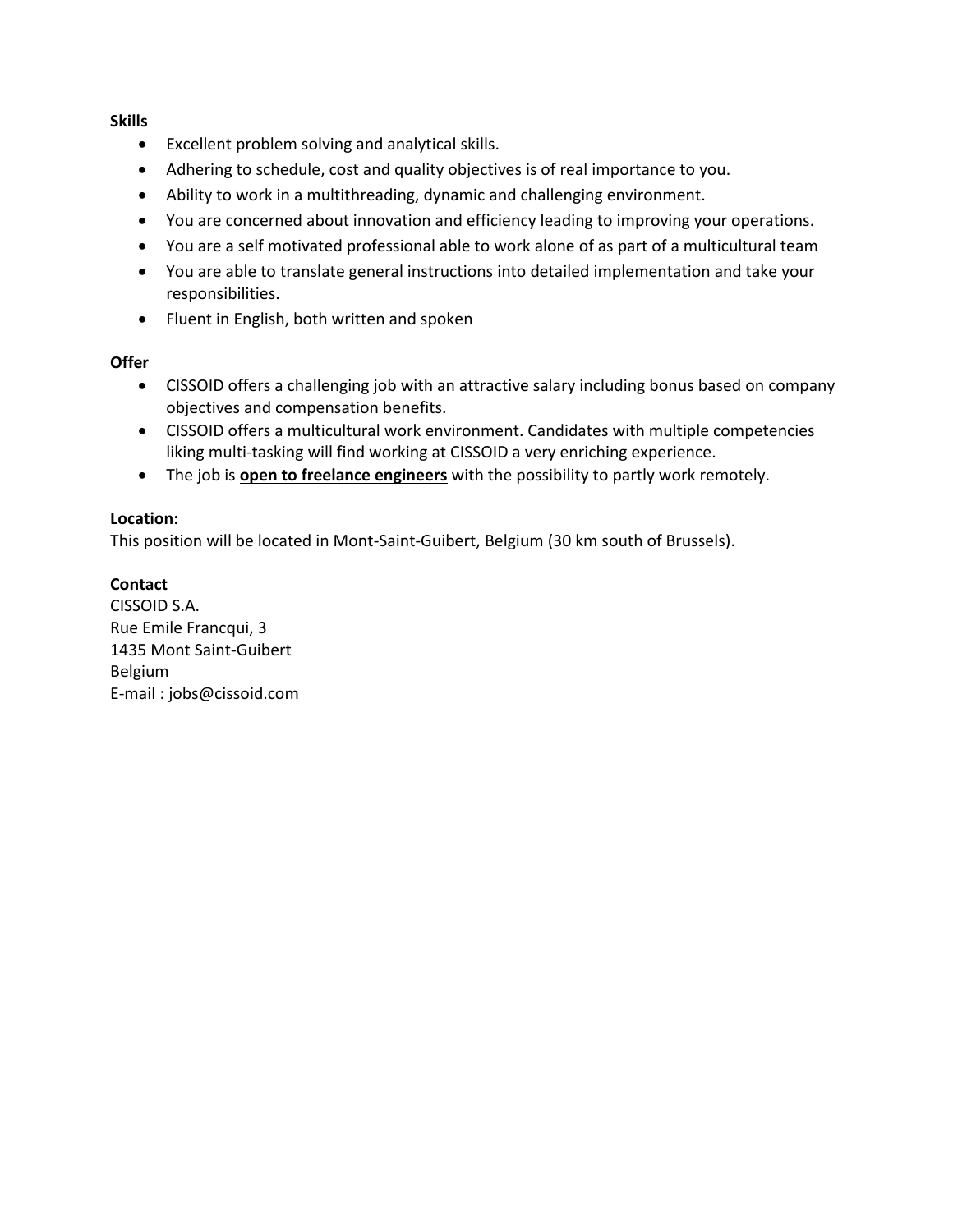**Skills**

- Excellent problem solving and analytical skills.
- Adhering to schedule, cost and quality objectives is of real importance to you.
- Ability to work in a multithreading, dynamic and challenging environment.
- You are concerned about innovation and efficiency leading to improving your operations.
- You are a self motivated professional able to work alone of as part of a multicultural team
- You are able to translate general instructions into detailed implementation and take your responsibilities.
- Fluent in English, both written and spoken

**Offer**

- CISSOID offers a challenging job with an attractive salary including bonus based on company objectives and compensation benefits.
- CISSOID offers a multicultural work environment. Candidates with multiple competencies liking multi-tasking will find working at CISSOID a very enriching experience.
- The job is **open to freelance engineers** with the possibility to partly work remotely.

**Location:**

This position will be located in Mont-Saint-Guibert, Belgium (30 km south of Brussels).

**Contact**

CISSOID S.A.
Rue Emile Francqui, 3
1435 Mont Saint-Guibert
Belgium
E-mail : jobs@cissoid.com